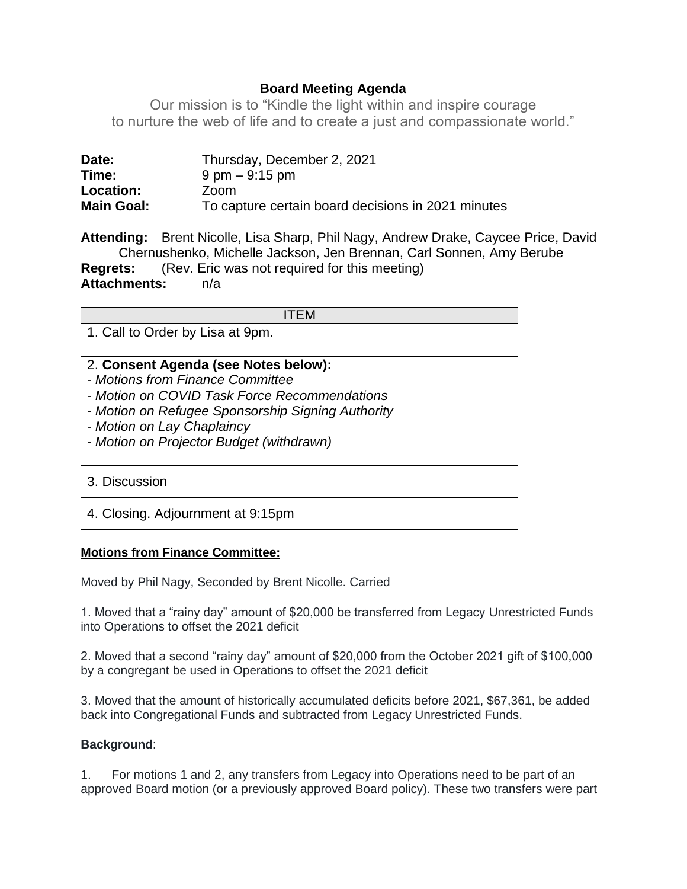# Board Meeting Agenda

Our mission is to "Kindle the light within and inspire courage to nurture the web of life and to create a just and compassionate world."

**Date:** Thursday, December 2, 2021
**Time:** 9 pm – 9:15 pm
**Location:** Zoom
**Main Goal:** To capture certain board decisions in 2021 minutes

**Attending:** Brent Nicolle, Lisa Sharp, Phil Nagy, Andrew Drake, Caycee Price, David Chernushenko, Michelle Jackson, Jen Brennan, Carl Sonnen, Amy Berube
**Regrets:** (Rev. Eric was not required for this meeting)
**Attachments:** n/a

| ITEM |
|---|
| 1. Call to Order by Lisa at 9pm. |
| 2. **Consent Agenda (see Notes below):**<br>*- Motions from Finance Committee*<br>*- Motion on COVID Task Force Recommendations*<br>*- Motion on Refugee Sponsorship Signing Authority*<br>*- Motion on Lay Chaplaincy*<br>*- Motion on Projector Budget (withdrawn)* |
| 3. Discussion |
| 4. Closing. Adjournment at 9:15pm |

**Motions from Finance Committee:**

Moved by Phil Nagy, Seconded by Brent Nicolle. Carried

1. Moved that a "rainy day" amount of $20,000 be transferred from Legacy Unrestricted Funds into Operations to offset the 2021 deficit

2. Moved that a second "rainy day" amount of $20,000 from the October 2021 gift of $100,000 by a congregant be used in Operations to offset the 2021 deficit

3. Moved that the amount of historically accumulated deficits before 2021, $67,361, be added back into Congregational Funds and subtracted from Legacy Unrestricted Funds.

**Background**:

1. For motions 1 and 2, any transfers from Legacy into Operations need to be part of an approved Board motion (or a previously approved Board policy). These two transfers were part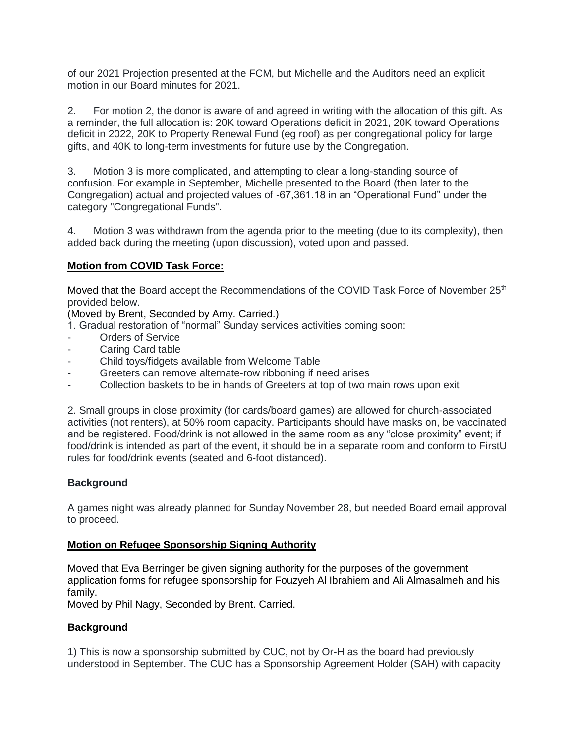of our 2021 Projection presented at the FCM, but Michelle and the Auditors need an explicit motion in our Board minutes for 2021.

2. For motion 2, the donor is aware of and agreed in writing with the allocation of this gift. As a reminder, the full allocation is: 20K toward Operations deficit in 2021, 20K toward Operations deficit in 2022, 20K to Property Renewal Fund (eg roof) as per congregational policy for large gifts, and 40K to long-term investments for future use by the Congregation.

3. Motion 3 is more complicated, and attempting to clear a long-standing source of confusion. For example in September, Michelle presented to the Board (then later to the Congregation) actual and projected values of -67,361.18 in an "Operational Fund" under the category "Congregational Funds".

4. Motion 3 was withdrawn from the agenda prior to the meeting (due to its complexity), then added back during the meeting (upon discussion), voted upon and passed.

## **Motion from COVID Task Force:**

Moved that the Board accept the Recommendations of the COVID Task Force of November 25th provided below.
(Moved by Brent, Seconded by Amy. Carried.)

1. Gradual restoration of "normal" Sunday services activities coming soon:
   - Orders of Service
   - Caring Card table
   - Child toys/fidgets available from Welcome Table
   - Greeters can remove alternate-row ribboning if need arises
   - Collection baskets to be in hands of Greeters at top of two main rows upon exit

2. Small groups in close proximity (for cards/board games) are allowed for church-associated activities (not renters), at 50% room capacity. Participants should have masks on, be vaccinated and be registered. Food/drink is not allowed in the same room as any "close proximity" event; if food/drink is intended as part of the event, it should be in a separate room and conform to FirstU rules for food/drink events (seated and 6-foot distanced).

### Background

A games night was already planned for Sunday November 28, but needed Board email approval to proceed.

## **Motion on Refugee Sponsorship Signing Authority**

Moved that Eva Berringer be given signing authority for the purposes of the government application forms for refugee sponsorship for Fouzyeh Al Ibrahiem and Ali Almasalmeh and his family.
Moved by Phil Nagy, Seconded by Brent. Carried.

### Background

1) This is now a sponsorship submitted by CUC, not by Or-H as the board had previously understood in September. The CUC has a Sponsorship Agreement Holder (SAH) with capacity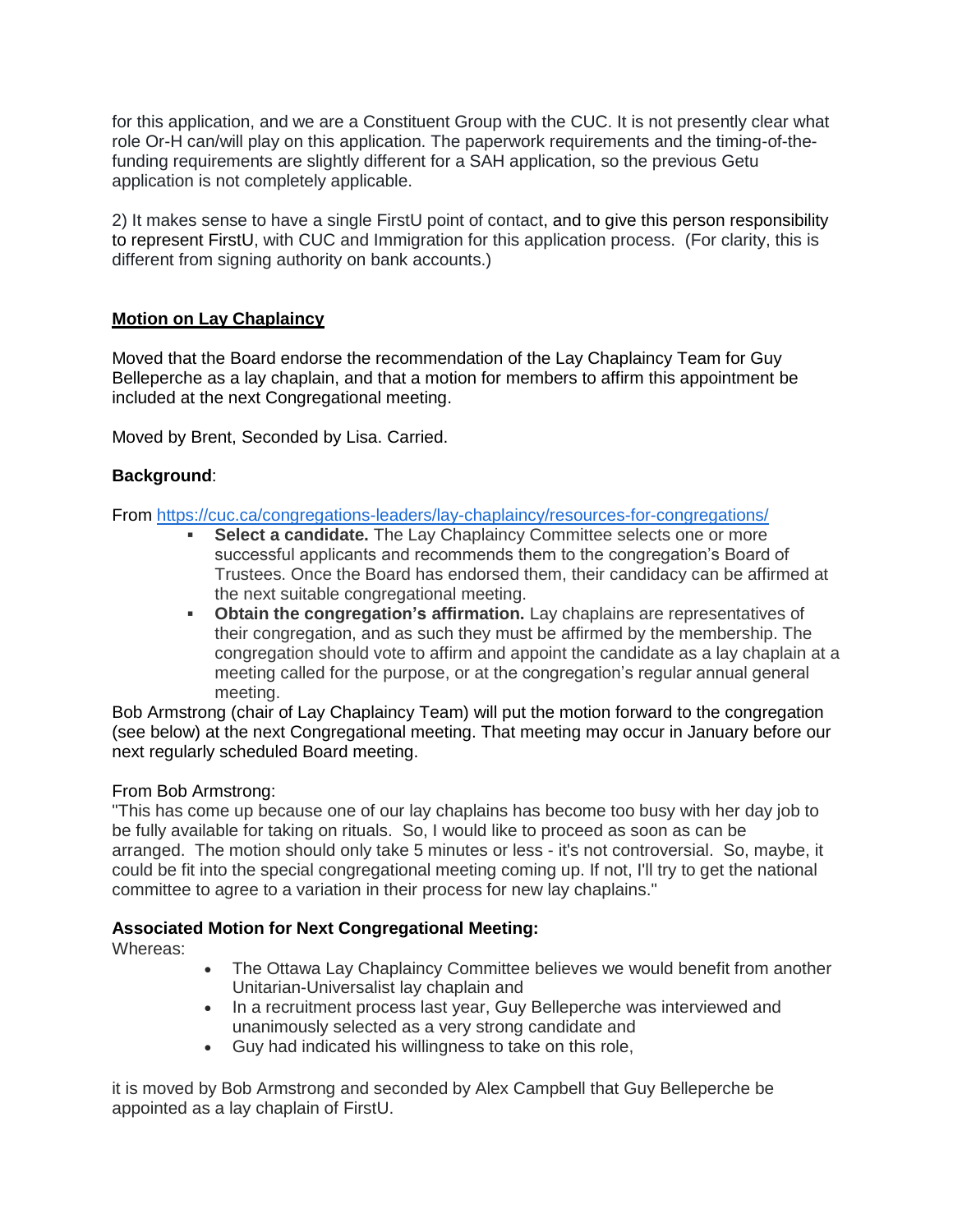for this application, and we are a Constituent Group with the CUC. It is not presently clear what role Or-H can/will play on this application. The paperwork requirements and the timing-of-the-funding requirements are slightly different for a SAH application, so the previous Getu application is not completely applicable.

2) It makes sense to have a single FirstU point of contact, and to give this person responsibility to represent FirstU, with CUC and Immigration for this application process. (For clarity, this is different from signing authority on bank accounts.)

**<u>Motion on Lay Chaplaincy</u>**

Moved that the Board endorse the recommendation of the Lay Chaplaincy Team for Guy Belleperche as a lay chaplain, and that a motion for members to affirm this appointment be included at the next Congregational meeting.

Moved by Brent, Seconded by Lisa. Carried.

**Background**:

From https://cuc.ca/congregations-leaders/lay-chaplaincy/resources-for-congregations/

- **Select a candidate.** The Lay Chaplaincy Committee selects one or more successful applicants and recommends them to the congregation's Board of Trustees. Once the Board has endorsed them, their candidacy can be affirmed at the next suitable congregational meeting.
- **Obtain the congregation's affirmation.** Lay chaplains are representatives of their congregation, and as such they must be affirmed by the membership. The congregation should vote to affirm and appoint the candidate as a lay chaplain at a meeting called for the purpose, or at the congregation's regular annual general meeting.

Bob Armstrong (chair of Lay Chaplaincy Team) will put the motion forward to the congregation (see below) at the next Congregational meeting. That meeting may occur in January before our next regularly scheduled Board meeting.

From Bob Armstrong:
"This has come up because one of our lay chaplains has become too busy with her day job to be fully available for taking on rituals. So, I would like to proceed as soon as can be arranged. The motion should only take 5 minutes or less - it's not controversial. So, maybe, it could be fit into the special congregational meeting coming up. If not, I'll try to get the national committee to agree to a variation in their process for new lay chaplains."

**Associated Motion for Next Congregational Meeting:**
Whereas:

- The Ottawa Lay Chaplaincy Committee believes we would benefit from another Unitarian-Universalist lay chaplain and
- In a recruitment process last year, Guy Belleperche was interviewed and unanimously selected as a very strong candidate and
- Guy had indicated his willingness to take on this role,

it is moved by Bob Armstrong and seconded by Alex Campbell that Guy Belleperche be appointed as a lay chaplain of FirstU.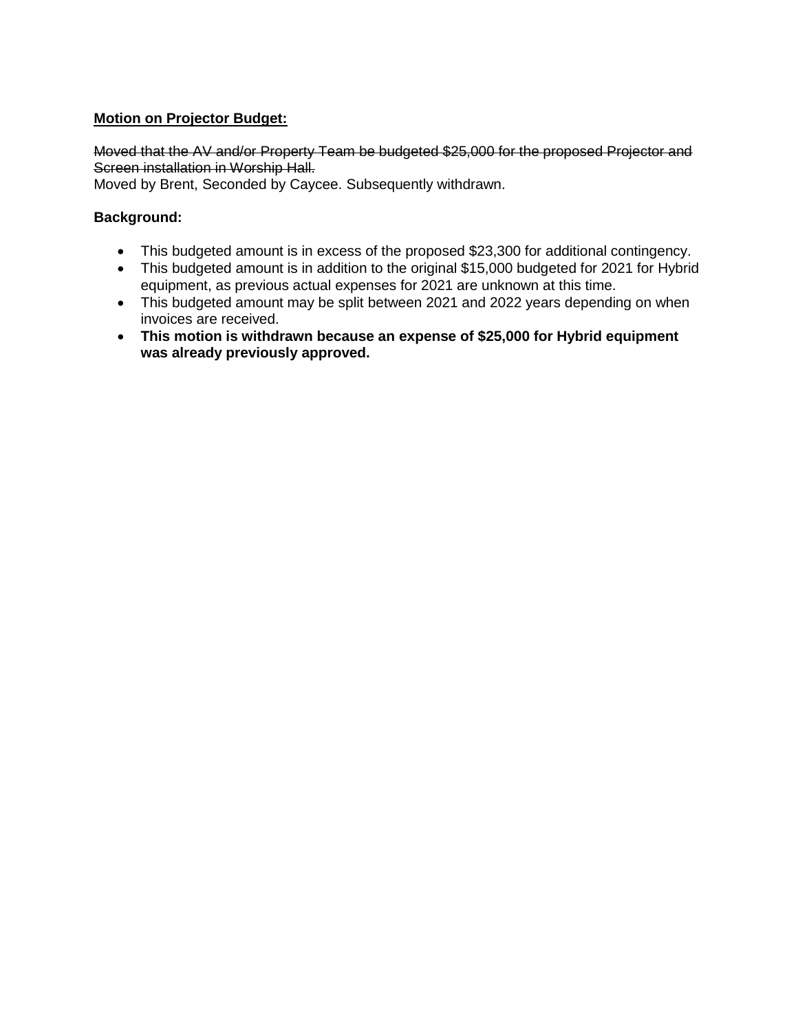**Motion on Projector Budget:**

~~Moved that the AV and/or Property Team be budgeted $25,000 for the proposed Projector and Screen installation in Worship Hall.~~
Moved by Brent, Seconded by Caycee. Subsequently withdrawn.

**Background:**

- This budgeted amount is in excess of the proposed $23,300 for additional contingency.
- This budgeted amount is in addition to the original $15,000 budgeted for 2021 for Hybrid equipment, as previous actual expenses for 2021 are unknown at this time.
- This budgeted amount may be split between 2021 and 2022 years depending on when invoices are received.
- **This motion is withdrawn because an expense of $25,000 for Hybrid equipment was already previously approved.**